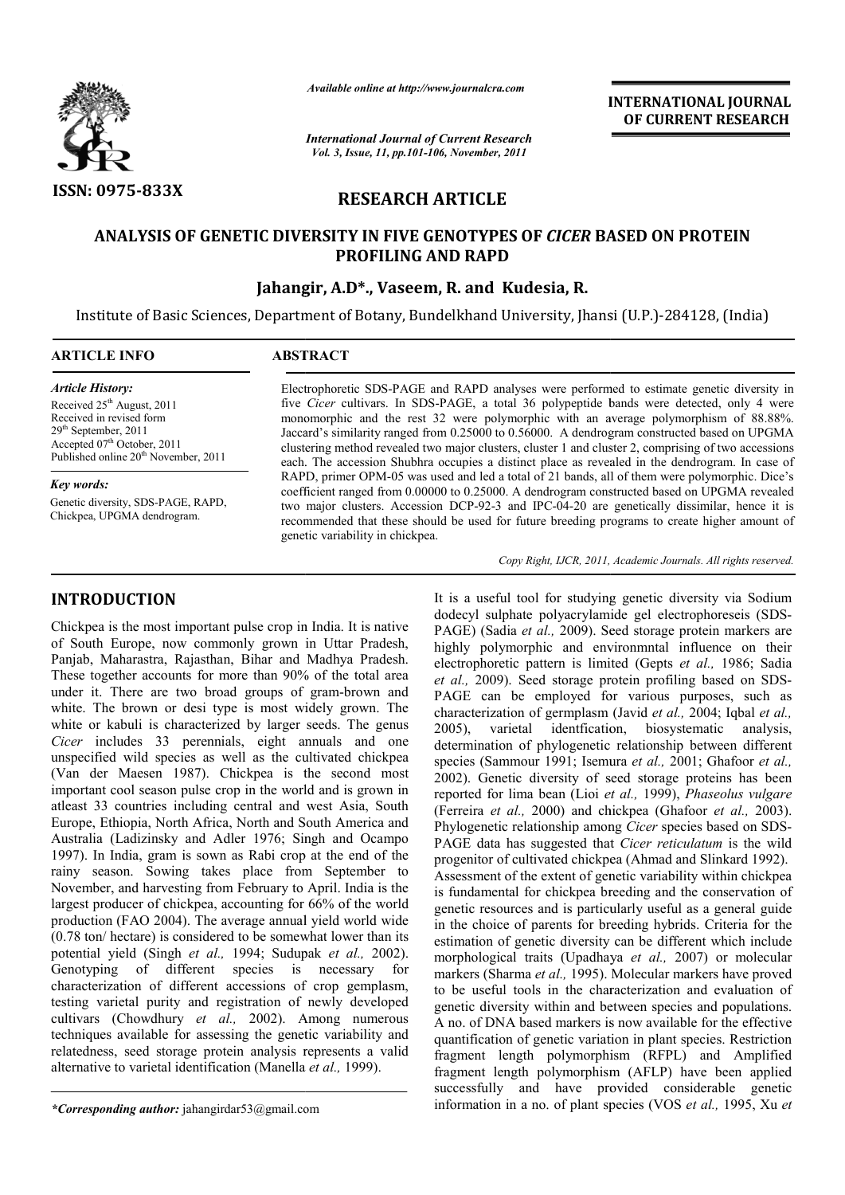ISSN: 0975-833X

*Available online at http://www.journalcra.com*

*International Journal of Current Research*

**INTERNATIONAL JOURNAL OF CURRENT RESEARCH**

## RESEARCH ARTICLE

# ANALYSIS OF GENETIC DIVERSITY IN FIVE GENOTYPES OF *CICER* BASED ON PROTEIN PROFILING AND RAPD

**Jahangir, A.D\*., Vaseem, R. and Kudesia, R.**

Institute of Basic Sciences, Department of Botany, Bundelkhand University, Jhansi (U.P.)-284128, (India)

**ARTICLE INFO**

*Article History:*

Received 25th August, 2011
Received in revised form 29th September, 2011
Accepted 07th October, 2011
Published online 20th November, 2011

*Key words:*

Genetic diversity, SDS-PAGE, RAPD, Chickpea, UPGMA dendrogram.

**ABSTRACT**

Electrophoretic SDS-PAGE and RAPD analyses were performed to estimate genetic diversity in five *Cicer* cultivars. In SDS-PAGE, a total 36 polypeptide bands were detected, only 4 were monomorphic and the rest 32 were polymorphic with an average polymorphism of 88.88%. Jaccard's similarity ranged from 0.25000 to 0.56000. A dendrogram constructed based on UPGMA clustering method revealed two major clusters, cluster 1 and cluster 2, comprising of two accessions each. The accession Shubhra occupies a distinct place as revealed in the dendrogram. In case of RAPD, primer OPM-05 was used and led a total of 21 bands, all of them were polymorphic. Dice's coefficient ranged from 0.00000 to 0.25000. A dendrogram constructed based on UPGMA revealed two major clusters. Accession DCP-92-3 and IPC-04-20 are genetically dissimilar, hence it is recommended that these should be used for future breeding programs to create higher amount of genetic variability in chickpea.

*Copy Right, IJCR, 2011, Academic Journals. All rights reserved.*

## INTRODUCTION

Chickpea is the most important pulse crop in India. It is native of South Europe, now commonly grown in Uttar Pradesh, Panjab, Maharastra, Rajasthan, Bihar and Madhya Pradesh. These together accounts for more than 90% of the total area under it. There are two broad groups of gram-brown and white. The brown or desi type is most widely grown. The white or kabuli is characterized by larger seeds. The genus *Cicer* includes 33 perennials, eight annuals and one unspecified wild species as well as the cultivated chickpea (Van der Maesen 1987). Chickpea is the second most important cool season pulse crop in the world and is grown in atleast 33 countries including central and west Asia, South Europe, Ethiopia, North Africa, North and South America and Australia (Ladizinsky and Adler 1976; Singh and Ocampo 1997). In India, gram is sown as Rabi crop at the end of the rainy season. Sowing takes place from September to November, and harvesting from February to April. India is the largest producer of chickpea, accounting for 66% of the world production (FAO 2004). The average annual yield world wide (0.78 ton/ hectare) is considered to be somewhat lower than its potential yield (Singh *et al.,* 1994; Sudupak *et al.,* 2002). Genotyping of different species is necessary for characterization of different accessions of crop gemplasm, testing varietal purity and registration of newly developed cultivars (Chowdhury *et al.,* 2002). Among numerous techniques available for assessing the genetic variability and relatedness, seed storage protein analysis represents a valid alternative to varietal identification (Manella *et al.,* 1999).

It is a useful tool for studying genetic diversity via Sodium dodecyl sulphate polyacrylamide gel electrophoreseis (SDS-PAGE) (Sadia *et al.,* 2009). Seed storage protein markers are highly polymorphic and environmntal influence on their electrophoretic pattern is limited (Gepts *et al.,* 1986; Sadia *et al.,* 2009). Seed storage protein profiling based on SDS-PAGE can be employed for various purposes, such as characterization of germplasm (Javid *et al.,* 2004; Iqbal *et al.,* 2005), varietal identfication, biosystematic analysis, determination of phylogenetic relationship between different species (Sammour 1991; Isemura *et al.,* 2001; Ghafoor *et al.,* 2002). Genetic diversity of seed storage proteins has been reported for lima bean (Lioi *et al.,* 1999), *Phaseolus vulgare* (Ferreira *et al.,* 2000) and chickpea (Ghafoor *et al.,* 2003). Phylogenetic relationship among *Cicer* species based on SDS-PAGE data has suggested that *Cicer reticulatum* is the wild progenitor of cultivated chickpea (Ahmad and Slinkard 1992). Assessment of the extent of genetic variability within chickpea is fundamental for chickpea breeding and the conservation of genetic resources and is particularly useful as a general guide in the choice of parents for breeding hybrids. Criteria for the estimation of genetic diversity can be different which include morphological traits (Upadhaya *et al.,* 2007) or molecular markers (Sharma *et al.,* 1995). Molecular markers have proved to be useful tools in the characterization and evaluation of genetic diversity within and between species and populations. A no. of DNA based markers is now available for the effective quantification of genetic variation in plant species. Restriction fragment length polymorphism (RFPL) and Amplified fragment length polymorphism (AFLP) have been applied successfully and have provided considerable genetic information in a no. of plant species (VOS *et al.,* 1995, Xu *et*

*\*Corresponding author:* jahangirdar53@gmail.com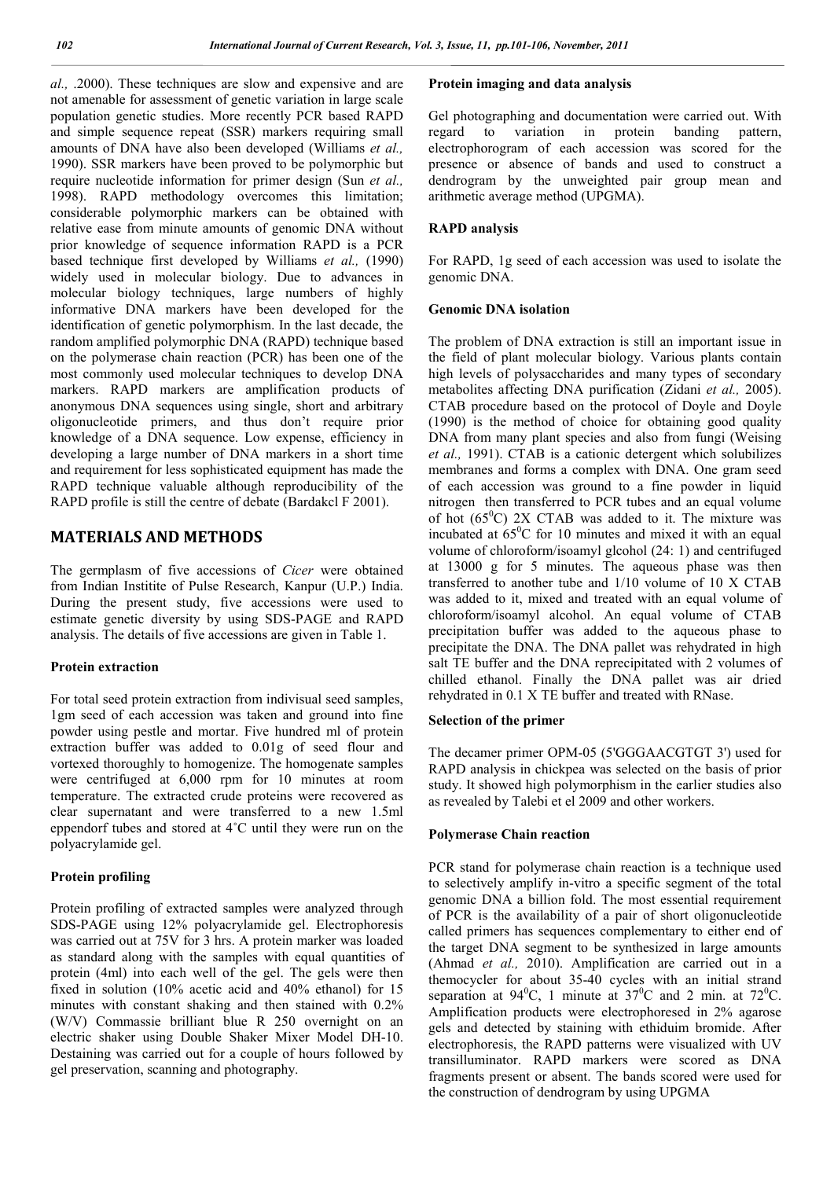*al.,* .2000). These techniques are slow and expensive and are not amenable for assessment of genetic variation in large scale population genetic studies. More recently PCR based RAPD and simple sequence repeat (SSR) markers requiring small amounts of DNA have also been developed (Williams *et al.,* 1990). SSR markers have been proved to be polymorphic but require nucleotide information for primer design (Sun *et al.,* 1998). RAPD methodology overcomes this limitation; considerable polymorphic markers can be obtained with relative ease from minute amounts of genomic DNA without prior knowledge of sequence information RAPD is a PCR based technique first developed by Williams *et al.,* (1990) widely used in molecular biology. Due to advances in molecular biology techniques, large numbers of highly informative DNA markers have been developed for the identification of genetic polymorphism. In the last decade, the random amplified polymorphic DNA (RAPD) technique based on the polymerase chain reaction (PCR) has been one of the most commonly used molecular techniques to develop DNA markers. RAPD markers are amplification products of anonymous DNA sequences using single, short and arbitrary oligonucleotide primers, and thus don't require prior knowledge of a DNA sequence. Low expense, efficiency in developing a large number of DNA markers in a short time and requirement for less sophisticated equipment has made the RAPD technique valuable although reproducibility of the RAPD profile is still the centre of debate (Bardakcl F 2001).

## MATERIALS AND METHODS

The germplasm of five accessions of *Cicer* were obtained from Indian Institite of Pulse Research, Kanpur (U.P.) India. During the present study, five accessions were used to estimate genetic diversity by using SDS-PAGE and RAPD analysis. The details of five accessions are given in Table 1.

### Protein extraction

For total seed protein extraction from indivisual seed samples, 1gm seed of each accession was taken and ground into fine powder using pestle and mortar. Five hundred ml of protein extraction buffer was added to 0.01g of seed flour and vortexed thoroughly to homogenize. The homogenate samples were centrifuged at 6,000 rpm for 10 minutes at room temperature. The extracted crude proteins were recovered as clear supernatant and were transferred to a new 1.5ml eppendorf tubes and stored at 4˚C until they were run on the polyacrylamide gel.

### Protein profiling

Protein profiling of extracted samples were analyzed through SDS-PAGE using 12% polyacrylamide gel. Electrophoresis was carried out at 75V for 3 hrs. A protein marker was loaded as standard along with the samples with equal quantities of protein (4ml) into each well of the gel. The gels were then fixed in solution (10% acetic acid and 40% ethanol) for 15 minutes with constant shaking and then stained with 0.2% (W/V) Commassie brilliant blue R 250 overnight on an electric shaker using Double Shaker Mixer Model DH-10. Destaining was carried out for a couple of hours followed by gel preservation, scanning and photography.

### Protein imaging and data analysis

Gel photographing and documentation were carried out. With regard to variation in protein banding pattern, electrophorogram of each accession was scored for the presence or absence of bands and used to construct a dendrogram by the unweighted pair group mean and arithmetic average method (UPGMA).

### RAPD analysis

For RAPD, 1g seed of each accession was used to isolate the genomic DNA.

### Genomic DNA isolation

The problem of DNA extraction is still an important issue in the field of plant molecular biology. Various plants contain high levels of polysaccharides and many types of secondary metabolites affecting DNA purification (Zidani *et al.,* 2005). CTAB procedure based on the protocol of Doyle and Doyle (1990) is the method of choice for obtaining good quality DNA from many plant species and also from fungi (Weising *et al.,* 1991). CTAB is a cationic detergent which solubilizes membranes and forms a complex with DNA. One gram seed of each accession was ground to a fine powder in liquid nitrogen then transferred to PCR tubes and an equal volume of hot (65$^0$C) 2X CTAB was added to it. The mixture was incubated at 65$^0$C for 10 minutes and mixed it with an equal volume of chloroform/isoamyl glcohol (24: 1) and centrifuged at 13000 g for 5 minutes. The aqueous phase was then transferred to another tube and 1/10 volume of 10 X CTAB was added to it, mixed and treated with an equal volume of chloroform/isoamyl alcohol. An equal volume of CTAB precipitation buffer was added to the aqueous phase to precipitate the DNA. The DNA pallet was rehydrated in high salt TE buffer and the DNA reprecipitated with 2 volumes of chilled ethanol. Finally the DNA pallet was air dried rehydrated in 0.1 X TE buffer and treated with RNase.

### Selection of the primer

The decamer primer OPM-05 (5'GGGAACGTGT 3') used for RAPD analysis in chickpea was selected on the basis of prior study. It showed high polymorphism in the earlier studies also as revealed by Talebi et el 2009 and other workers.

### Polymerase Chain reaction

PCR stand for polymerase chain reaction is a technique used to selectively amplify in-vitro a specific segment of the total genomic DNA a billion fold. The most essential requirement of PCR is the availability of a pair of short oligonucleotide called primers has sequences complementary to either end of the target DNA segment to be synthesized in large amounts (Ahmad *et al.,* 2010). Amplification are carried out in a themocycler for about 35-40 cycles with an initial strand separation at 94$^0$C, 1 minute at 37$^0$C and 2 min. at 72$^0$C. Amplification products were electrophoresed in 2% agarose gels and detected by staining with ethiduim bromide. After electrophoresis, the RAPD patterns were visualized with UV transilluminator. RAPD markers were scored as DNA fragments present or absent. The bands scored were used for the construction of dendrogram by using UPGMA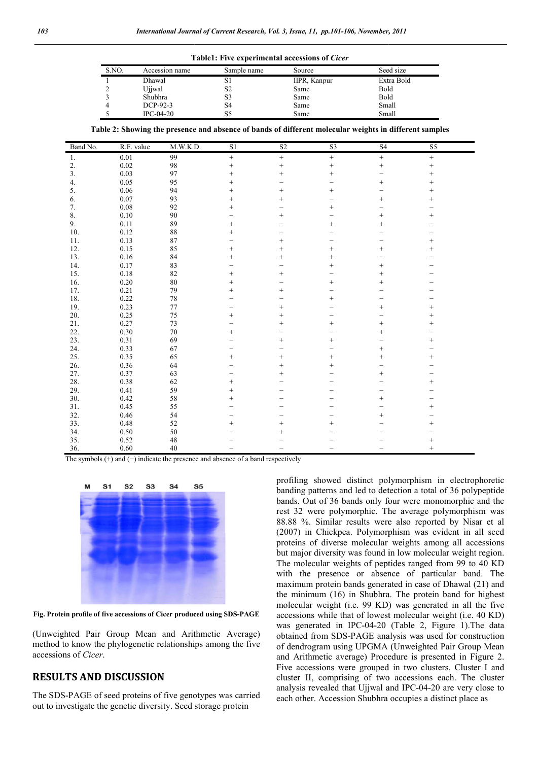**Table1: Five experimental accessions of *Cicer***

| S.NO. | Accession name | Sample name | Source | Seed size |
|---|---|---|---|---|
| 1 | Dhawal | S1 | IIPR, Kanpur | Extra Bold |
| 2 | Ujjwal | S2 | Same | Bold |
| 3 | Shubhra | S3 | Same | Bold |
| 4 | DCP-92-3 | S4 | Same | Small |
| 5 | IPC-04-20 | S5 | Same | Small |

**Table 2: Showing the presence and absence of bands of different molecular weights in different samples**

| Band No. | R.F. value | M.W.K.D. | S1 | S2 | S3 | S4 | S5 |
|---|---|---|---|---|---|---|---|
| 1. | 0.01 | 99 | + | + | + | + | + |
| 2. | 0.02 | 98 | + | + | + | + | + |
| 3. | 0.03 | 97 | + | + | + | − | + |
| 4. | 0.05 | 95 | + | − | − | + | + |
| 5. | 0.06 | 94 | + | + | + | − | + |
| 6. | 0.07 | 93 | + | + | − | + | + |
| 7. | 0.08 | 92 | + | − | + | − | − |
| 8. | 0.10 | 90 | − | + | − | + | + |
| 9. | 0.11 | 89 | + | − | + | + | − |
| 10. | 0.12 | 88 | + | − | − | − | − |
| 11. | 0.13 | 87 | − | + | − | − | + |
| 12. | 0.15 | 85 | + | + | + | + | + |
| 13. | 0.16 | 84 | + | + | + | − | − |
| 14. | 0.17 | 83 | − | − | + | + | − |
| 15. | 0.18 | 82 | + | + | − | + | − |
| 16. | 0.20 | 80 | + | − | + | + | − |
| 17. | 0.21 | 79 | + | + | − | − | − |
| 18. | 0.22 | 78 | − | − | + | − | − |
| 19. | 0.23 | 77 | − | + | − | + | + |
| 20. | 0.25 | 75 | + | + | − | − | + |
| 21. | 0.27 | 73 | − | + | + | + | + |
| 22. | 0.30 | 70 | + | − | − | + | − |
| 23. | 0.31 | 69 | − | + | + | − | + |
| 24. | 0.33 | 67 | − | − | − | + | − |
| 25. | 0.35 | 65 | + | + | + | + | + |
| 26. | 0.36 | 64 | − | + | + | − | − |
| 27. | 0.37 | 63 | − | + | − | + | − |
| 28. | 0.38 | 62 | + | − | − | − | + |
| 29. | 0.41 | 59 | + | − | − | − | − |
| 30. | 0.42 | 58 | + | − | − | + | − |
| 31. | 0.45 | 55 | − | − | − | − | + |
| 32. | 0.46 | 54 | − | − | − | + | − |
| 33. | 0.48 | 52 | + | + | + | − | + |
| 34. | 0.50 | 50 | − | + | − | − | − |
| 35. | 0.52 | 48 | − | − | − | − | + |
| 36. | 0.60 | 40 | − | − | − | − | + |

The symbols (+) and (−) indicate the presence and absence of a band respectively

M S1 S2 S3 S4 S5

**Fig. Protein profile of five accessions of Cicer produced using SDS-PAGE**

(Unweighted Pair Group Mean and Arithmetic Average) method to know the phylogenetic relationships among the five accessions of *Cicer*.

## RESULTS AND DISCUSSION

The SDS-PAGE of seed proteins of five genotypes was carried out to investigate the genetic diversity. Seed storage protein profiling showed distinct polymorphism in electrophoretic banding patterns and led to detection a total of 36 polypeptide bands. Out of 36 bands only four were monomorphic and the rest 32 were polymorphic. The average polymorphism was 88.88 %. Similar results were also reported by Nisar et al (2007) in Chickpea. Polymorphism was evident in all seed proteins of diverse molecular weights among all accessions but major diversity was found in low molecular weight region. The molecular weights of peptides ranged from 99 to 40 KD with the presence or absence of particular band. The maximum protein bands generated in case of Dhawal (21) and the minimum (16) in Shubhra. The protein band for highest molecular weight (i.e. 99 KD) was generated in all the five accessions while that of lowest molecular weight (i.e. 40 KD) was generated in IPC-04-20 (Table 2, Figure 1).The data obtained from SDS-PAGE analysis was used for construction of dendrogram using UPGMA (Unweighted Pair Group Mean and Arithmetic average) Procedure is presented in Figure 2. Five accessions were grouped in two clusters. Cluster I and cluster II, comprising of two accessions each. The cluster analysis revealed that Ujjwal and IPC-04-20 are very close to each other. Accession Shubhra occupies a distinct place as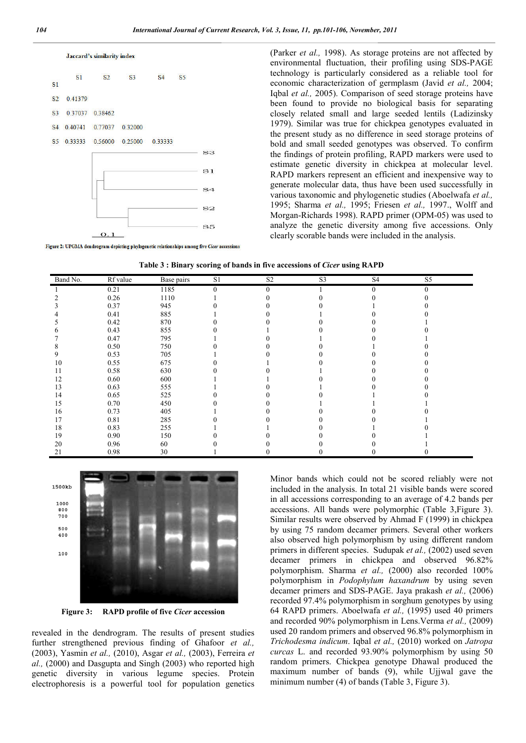Jaccard's similarity index

| | S1 | S2 | S3 | S4 | S5 |
|---|---|---|---|---|---|
| S1 | | | | | |
| S2 | 0.41379 | | | | |
| S3 | 0.37037 | 0.38462 | | | |
| S4 | 0.40741 | 0.77037 | 0.32000 | | |
| S5 | 0.33333 | 0.56000 | 0.25000 | 0.33333 | |

S3
S1
S4
S2
S5
0.1

Figure 2: UPGMA dendrogram depicting phylogenetic relationships among five *Cicer* accessions

(Parker *et al.,* 1998). As storage proteins are not affected by environmental fluctuation, their profiling using SDS-PAGE technology is particularly considered as a reliable tool for economic characterization of germplasm (Javid *et al.,* 2004; Iqbal *et al.,* 2005). Comparison of seed storage proteins have been found to provide no biological basis for separating closely related small and large seeded lentils (Ladizinsky 1979). Similar was true for chickpea genotypes evaluated in the present study as no difference in seed storage proteins of bold and small seeded genotypes was observed. To confirm the findings of protein profiling, RAPD markers were used to estimate genetic diversity in chickpea at molecular level. RAPD markers represent an efficient and inexpensive way to generate molecular data, thus have been used successfully in various taxonomic and phylogenetic studies (Aboelwafa *et al.,* 1995; Sharma *et al.,* 1995; Friesen *et al.,* 1997., Wolff and Morgan-Richards 1998). RAPD primer (OPM-05) was used to analyze the genetic diversity among five accessions. Only clearly scorable bands were included in the analysis.

**Table 3 : Binary scoring of bands in five accessions of *Cicer* using RAPD**

| Band No. | Rf value | Base pairs | S1 | S2 | S3 | S4 | S5 |
|---|---|---|---|---|---|---|---|
| 1 | 0.21 | 1185 | 0 | 0 | 1 | 0 | 0 |
| 2 | 0.26 | 1110 | 1 | 0 | 0 | 0 | 0 |
| 3 | 0.37 | 945 | 0 | 0 | 0 | 1 | 0 |
| 4 | 0.41 | 885 | 1 | 0 | 1 | 0 | 0 |
| 5 | 0.42 | 870 | 0 | 0 | 0 | 0 | 1 |
| 6 | 0.43 | 855 | 0 | 1 | 0 | 0 | 0 |
| 7 | 0.47 | 795 | 1 | 0 | 1 | 0 | 1 |
| 8 | 0.50 | 750 | 0 | 0 | 0 | 1 | 0 |
| 9 | 0.53 | 705 | 1 | 0 | 0 | 0 | 0 |
| 10 | 0.55 | 675 | 0 | 1 | 0 | 0 | 0 |
| 11 | 0.58 | 630 | 0 | 0 | 1 | 0 | 0 |
| 12 | 0.60 | 600 | 1 | 1 | 0 | 0 | 0 |
| 13 | 0.63 | 555 | 1 | 0 | 1 | 0 | 0 |
| 14 | 0.65 | 525 | 0 | 0 | 0 | 1 | 0 |
| 15 | 0.70 | 450 | 0 | 0 | 1 | 1 | 1 |
| 16 | 0.73 | 405 | 1 | 0 | 0 | 0 | 0 |
| 17 | 0.81 | 285 | 0 | 0 | 0 | 0 | 1 |
| 18 | 0.83 | 255 | 1 | 1 | 0 | 1 | 0 |
| 19 | 0.90 | 150 | 0 | 0 | 0 | 0 | 1 |
| 20 | 0.96 | 60 | 0 | 0 | 0 | 0 | 1 |
| 21 | 0.98 | 30 | 1 | 0 | 0 | 0 | 0 |

1500kb
1000
800
700
500
400
100

**Figure 3: RAPD profile of five *Cicer* accession**

revealed in the dendrogram. The results of present studies further strengthened previous finding of Ghafoor *et al.,* (2003), Yasmin *et al.,* (2010), Asgar *et al.,* (2003), Ferreira *et al.,* (2000) and Dasgupta and Singh (2003) who reported high genetic diversity in various legume species. Protein electrophoresis is a powerful tool for population genetics

Minor bands which could not be scored reliably were not included in the analysis. In total 21 visible bands were scored in all accessions corresponding to an average of 4.2 bands per accessions. All bands were polymorpic (Table 3,Figure 3). Similar results were observed by Ahmad F (1999) in chickpea by using 75 random decamer primers. Several other workers also observed high polymorphism by using different random primers in different species. Sudupak *et al.,* (2002) used seven decamer primers in chickpea and observed 96.82% polymorphism. Sharma *et al.,* (2000) also recorded 100% polymorphism in *Podophylum haxandrum* by using seven decamer primers and SDS-PAGE. Jaya prakash *et al.,* (2006) recorded 97.4% polymorphism in sorghum genotypes by using 64 RAPD primers. Aboelwafa *et al.,* (1995) used 40 primers and recorded 90% polymorphism in Lens.Verma *et al.,* (2009) used 20 random primers and observed 96.8% polymorphism in *Trichodesma indicum*. Iqbal *et al.,* (2010) worked on *Jatropa curcas* L. and recorded 93.90% polymorphism by using 50 random primers. Chickpea genotype Dhawal produced the maximum number of bands (9), while Ujjwal gave the minimum number (4) of bands (Table 3, Figure 3).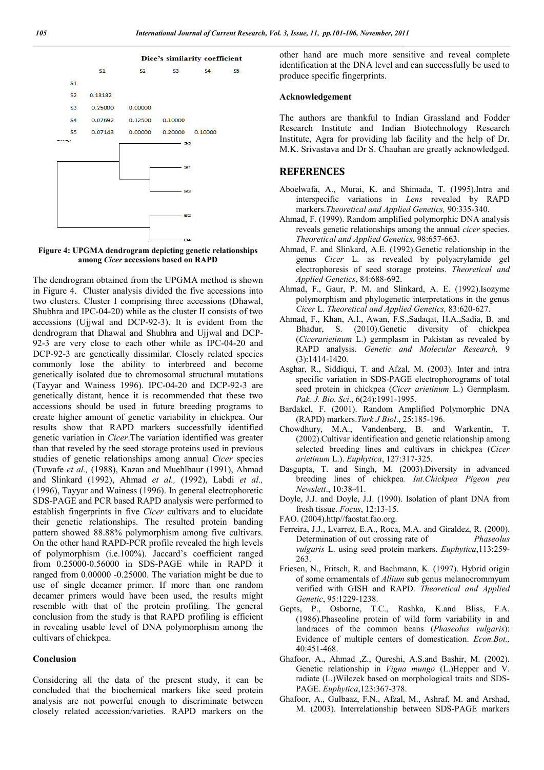Dice's similarity coefficient

| | S1 | S2 | S3 | S4 | S5 |
|---|---|---|---|---|---|
| S1 | | | | | |
| S2 | 0.18182 | | | | |
| S3 | 0.25000 | 0.00000 | | | |
| S4 | 0.07692 | 0.12500 | 0.10000 | | |
| S5 | 0.07143 | 0.00000 | 0.20000 | 0.10000 | |

S5
S1
S3
S2
S4

**Figure 4: UPGMA dendrogram depicting genetic relationships among *Cicer* accessions based on RAPD**

The dendrogram obtained from the UPGMA method is shown in Figure 4. Cluster analysis divided the five accessions into two clusters. Cluster I comprising three accessions (Dhawal, Shubhra and IPC-04-20) while as the cluster II consists of two accessions (Ujjwal and DCP-92-3). It is evident from the dendrogram that Dhawal and Shubhra and Ujjwal and DCP-92-3 are very close to each other while as IPC-04-20 and DCP-92-3 are genetically dissimilar. Closely related species commonly lose the ability to interbreed and become genetically isolated due to chromosomal structural mutations (Tayyar and Wainess 1996). IPC-04-20 and DCP-92-3 are genetically distant, hence it is recommended that these two accessions should be used in future breeding programs to create higher amount of genetic variability in chickpea. Our results show that RAPD markers successfully identified genetic variation in *Cicer*.The variation identified was greater than that revealed by the seed storage proteins used in previous studies of genetic relationships among annual *Cicer* species (Tuwafe *et al.,* (1988), Kazan and Muehlbaur (1991), Ahmad and Slinkard (1992), Ahmad *et al.,* (1992), Labdi *et al.,* (1996), Tayyar and Wainess (1996). In general electrophoretic SDS-PAGE and PCR based RAPD analysis were performed to establish fingerprints in five *Cicer* cultivars and to elucidate their genetic relationships. The resulted protein banding pattern showed 88.88% polymorphism among five cultivars. On the other hand RAPD-PCR profile revealed the high levels of polymorphism (i.e.100%). Jaccard's coefficient ranged from 0.25000-0.56000 in SDS-PAGE while in RAPD it ranged from 0.00000 -0.25000. The variation might be due to use of single decamer primer. If more than one random decamer primers would have been used, the results might resemble with that of the protein profiling. The general conclusion from the study is that RAPD profiling is efficient in revealing usable level of DNA polymorphism among the cultivars of chickpea.

## Conclusion

Considering all the data of the present study, it can be concluded that the biochemical markers like seed protein analysis are not powerful enough to discriminate between closely related accession/varieties. RAPD markers on the other hand are much more sensitive and reveal complete identification at the DNA level and can successfully be used to produce specific fingerprints.

## Acknowledgement

The authors are thankful to Indian Grassland and Fodder Research Institute and Indian Biotechnology Research Institute, Agra for providing lab facility and the help of Dr. M.K. Srivastava and Dr S. Chauhan are greatly acknowledged.

## REFERENCES

Aboelwafa, A., Murai, K. and Shimada, T. (1995).Intra and interspecific variations in *Lens* revealed by RAPD markers.*Theoretical and Applied Genetics,* 90:335-340.

Ahmad, F. (1999). Random amplified polymorphic DNA analysis reveals genetic relationships among the annual *cicer* species. *Theoretical and Applied Genetics*, 98:657-663.

Ahmad, F. and Slinkard, A.E. (1992).Genetic relationship in the genus *Cicer* L. as revealed by polyacrylamide gel electrophoresis of seed storage proteins. *Theoretical and Applied Genetics*, 84:688-692.

Ahmad, F., Gaur, P. M. and Slinkard, A. E. (1992).Isozyme polymorphism and phylogenetic interpretations in the genus *Cicer* L. *Theoretical and Applied Genetics,* 83:620-627.

Ahmad, F., Khan, A.I., Awan, F.S.,Sadaqat, H.A.,Sadia, B. and Bhadur, S. (2010).Genetic diversity of chickpea (*Cicerarietinum* L.) germplasm in Pakistan as revealed by RAPD analysis. *Genetic and Molecular Research,* 9 (3):1414-1420.

Asghar, R., Siddiqui, T. and Afzal, M. (2003). Inter and intra specific variation in SDS-PAGE electrophorograms of total seed protein in chickpea (*Cicer arietinum* L.) Germplasm. *Pak. J. Bio. Sci*., 6(24):1991-1995.

Bardakcl, F. (2001). Random Amplified Polymorphic DNA (RAPD) markers.*Turk J Biol*., 25:185-196.

Chowdhury, M.A., Vandenberg, B. and Warkentin, T. (2002).Cultivar identification and genetic relationship among selected breeding lines and cultivars in chickpea (*Cicer arietinum* L.). *Euphytica*, 127:317-325.

Dasgupta, T. and Singh, M. (2003).Diversity in advanced breeding lines of chickpea*. Int.Chickpea Pigeon pea Newslett*., 10:38-41.

Doyle, J.J. and Doyle, J.J. (1990). Isolation of plant DNA from fresh tissue. *Focus*, 12:13-15.

FAO. (2004).http//faostat.fao.org.

Ferreira, J.J., Lvarrez, E.A., Roca, M.A. and Giraldez, R. (2000). Determination of out crossing rate of *Phaseolus vulgaris* L. using seed protein markers. *Euphytica*,113:259-263.

Friesen, N., Fritsch, R. and Bachmann, K. (1997). Hybrid origin of some ornamentals of *Allium* sub genus melanocrommyum verified with GISH and RAPD. *Theoretical and Applied Genetic*, 95:1229-1238.

Gepts, P., Osborne, T.C., Rashka, K.and Bliss, F.A. (1986).Phaseoline protein of wild form variability in and landraces of the common beans (*Phaseolus vulgaris*): Evidence of multiple centers of domestication. *Econ.Bot.,* 40:451-468.

Ghafoor, A., Ahmad ,Z., Qureshi, A.S.and Bashir, M. (2002). Genetic relationship in *Vigna mungo* (L.)Hepper and V. radiate (L.)Wilczek based on morphological traits and SDS-PAGE. *Euphytica*,123:367-378.

Ghafoor, A., Gulbaaz, F.N., Afzal, M., Ashraf, M. and Arshad, M. (2003). Interrelationship between SDS-PAGE markers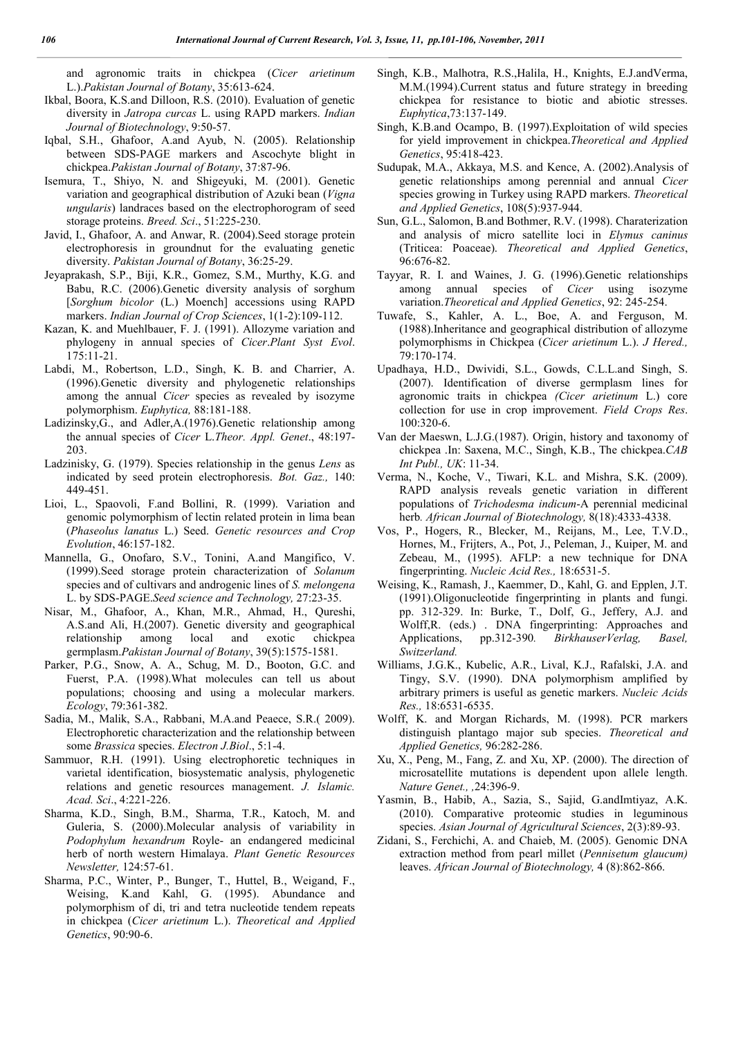and agronomic traits in chickpea (*Cicer arietinum* L.).*Pakistan Journal of Botany*, 35:613-624.

Ikbal, Boora, K.S.and Dilloon, R.S. (2010). Evaluation of genetic diversity in *Jatropa curcas* L. using RAPD markers. *Indian Journal of Biotechnology*, 9:50-57.

Iqbal, S.H., Ghafoor, A.and Ayub, N. (2005). Relationship between SDS-PAGE markers and Ascochyte blight in chickpea.*Pakistan Journal of Botany*, 37:87-96.

Isemura, T., Shiyo, N. and Shigeyuki, M. (2001). Genetic variation and geographical distribution of Azuki bean (*Vigna ungularis*) landraces based on the electrophorogram of seed storage proteins. *Breed. Sci*., 51:225-230.

Javid, I., Ghafoor, A. and Anwar, R. (2004).Seed storage protein electrophoresis in groundnut for the evaluating genetic diversity. *Pakistan Journal of Botany*, 36:25-29.

Jeyaprakash, S.P., Biji, K.R., Gomez, S.M., Murthy, K.G. and Babu, R.C. (2006).Genetic diversity analysis of sorghum [*Sorghum bicolor* (L.) Moench] accessions using RAPD markers. *Indian Journal of Crop Sciences*, 1(1-2):109-112.

Kazan, K. and Muehlbauer, F. J. (1991). Allozyme variation and phylogeny in annual species of *Cicer*.*Plant Syst Evol*. 175:11-21.

Labdi, M., Robertson, L.D., Singh, K. B. and Charrier, A. (1996).Genetic diversity and phylogenetic relationships among the annual *Cicer* species as revealed by isozyme polymorphism. *Euphytica,* 88:181-188.

Ladizinsky,G., and Adler,A.(1976).Genetic relationship among the annual species of *Cicer* L.*Theor. Appl. Genet*., 48:197-203.

Ladzinisky, G. (1979). Species relationship in the genus *Lens* as indicated by seed protein electrophoresis. *Bot. Gaz.,* 140: 449-451.

Lioi, L., Spaovoli, F.and Bollini, R. (1999). Variation and genomic polymorphism of lectin related protein in lima bean (*Phaseolus lanatus* L.) Seed. *Genetic resources and Crop Evolution*, 46:157-182.

Mannella, G., Onofaro, S.V., Tonini, A.and Mangifico, V. (1999).Seed storage protein characterization of *Solanum* species and of cultivars and androgenic lines of *S. melongena* L. by SDS-PAGE.*Seed science and Technology,* 27:23-35.

Nisar, M., Ghafoor, A., Khan, M.R., Ahmad, H., Qureshi, A.S.and Ali, H.(2007). Genetic diversity and geographical relationship among local and exotic chickpea germplasm.*Pakistan Journal of Botany*, 39(5):1575-1581.

Parker, P.G., Snow, A. A., Schug, M. D., Booton, G.C. and Fuerst, P.A. (1998).What molecules can tell us about populations; choosing and using a molecular markers. *Ecology*, 79:361-382.

Sadia, M., Malik, S.A., Rabbani, M.A.and Peaece, S.R.( 2009). Electrophoretic characterization and the relationship between some *Brassica* species. *Electron J.Biol*., 5:1-4.

Sammuor, R.H. (1991). Using electrophoretic techniques in varietal identification, biosystematic analysis, phylogenetic relations and genetic resources management. *J. Islamic. Acad. Sci*., 4:221-226.

Sharma, K.D., Singh, B.M., Sharma, T.R., Katoch, M. and Guleria, S. (2000).Molecular analysis of variability in *Podophylum hexandrum* Royle- an endangered medicinal herb of north western Himalaya. *Plant Genetic Resources Newsletter,* 124:57-61.

Sharma, P.C., Winter, P., Bunger, T., Huttel, B., Weigand, F., Weising, K.and Kahl, G. (1995). Abundance and polymorphism of di, tri and tetra nucleotide tendem repeats in chickpea (*Cicer arietinum* L.). *Theoretical and Applied Genetics*, 90:90-6.

Singh, K.B., Malhotra, R.S.,Halila, H., Knights, E.J.andVerma, M.M.(1994).Current status and future strategy in breeding chickpea for resistance to biotic and abiotic stresses. *Euphytica*,73:137-149.

Singh, K.B.and Ocampo, B. (1997).Exploitation of wild species for yield improvement in chickpea.*Theoretical and Applied Genetics*, 95:418-423.

Sudupak, M.A., Akkaya, M.S. and Kence, A. (2002).Analysis of genetic relationships among perennial and annual *Cicer* species growing in Turkey using RAPD markers. *Theoretical and Applied Genetics*, 108(5):937-944.

Sun, G.L., Salomon, B.and Bothmer, R.V. (1998). Charaterization and analysis of micro satellite loci in *Elymus caninus* (Triticea: Poaceae). *Theoretical and Applied Genetics*, 96:676-82.

Tayyar, R. I. and Waines, J. G. (1996).Genetic relationships among annual species of *Cicer* using isozyme variation.*Theoretical and Applied Genetics*, 92: 245-254.

Tuwafe, S., Kahler, A. L., Boe, A. and Ferguson, M. (1988).Inheritance and geographical distribution of allozyme polymorphisms in Chickpea (*Cicer arietinum* L.). *J Hered.,* 79:170-174.

Upadhaya, H.D., Dwividi, S.L., Gowds, C.L.L.and Singh, S. (2007). Identification of diverse germplasm lines for agronomic traits in chickpea *(Cicer arietinum* L.) core collection for use in crop improvement. *Field Crops Res*. 100:320-6.

Van der Maeswn, L.J.G.(1987). Origin, history and taxonomy of chickpea .In: Saxena, M.C., Singh, K.B., The chickpea.*CAB Int Publ., UK*: 11-34.

Verma, N., Koche, V., Tiwari, K.L. and Mishra, S.K. (2009). RAPD analysis reveals genetic variation in different populations of *Trichodesma indicum*-A perennial medicinal herb*. African Journal of Biotechnology,* 8(18):4333-4338.

Vos, P., Hogers, R., Blecker, M., Reijans, M., Lee, T.V.D., Hornes, M., Frijters, A., Pot, J., Peleman, J., Kuiper, M. and Zebeau, M., (1995). AFLP: a new technique for DNA fingerprinting. *Nucleic Acid Res.,* 18:6531-5.

Weising, K., Ramash, J., Kaemmer, D., Kahl, G. and Epplen, J.T. (1991).Oligonucleotide fingerprinting in plants and fungi. pp. 312-329. In: Burke, T., Dolf, G., Jeffery, A.J. and Wolff,R. (eds.) . DNA fingerprinting: Approaches and Applications, pp.312-390*. BirkhauserVerlag, Basel, Switzerland.*

Williams, J.G.K., Kubelic, A.R., Lival, K.J., Rafalski, J.A. and Tingy, S.V. (1990). DNA polymorphism amplified by arbitrary primers is useful as genetic markers. *Nucleic Acids Res.,* 18:6531-6535.

Wolff, K. and Morgan Richards, M. (1998). PCR markers distinguish plantago major sub species. *Theoretical and Applied Genetics,* 96:282-286.

Xu, X., Peng, M., Fang, Z. and Xu, XP. (2000). The direction of microsatellite mutations is dependent upon allele length. *Nature Genet., ,*24:396-9.

Yasmin, B., Habib, A., Sazia, S., Sajid, G.andImtiyaz, A.K. (2010). Comparative proteomic studies in leguminous species. *Asian Journal of Agricultural Sciences*, 2(3):89-93.

Zidani, S., Ferchichi, A. and Chaieb, M. (2005). Genomic DNA extraction method from pearl millet (*Pennisetum glaucum)* leaves. *African Journal of Biotechnology,* 4 (8):862-866.